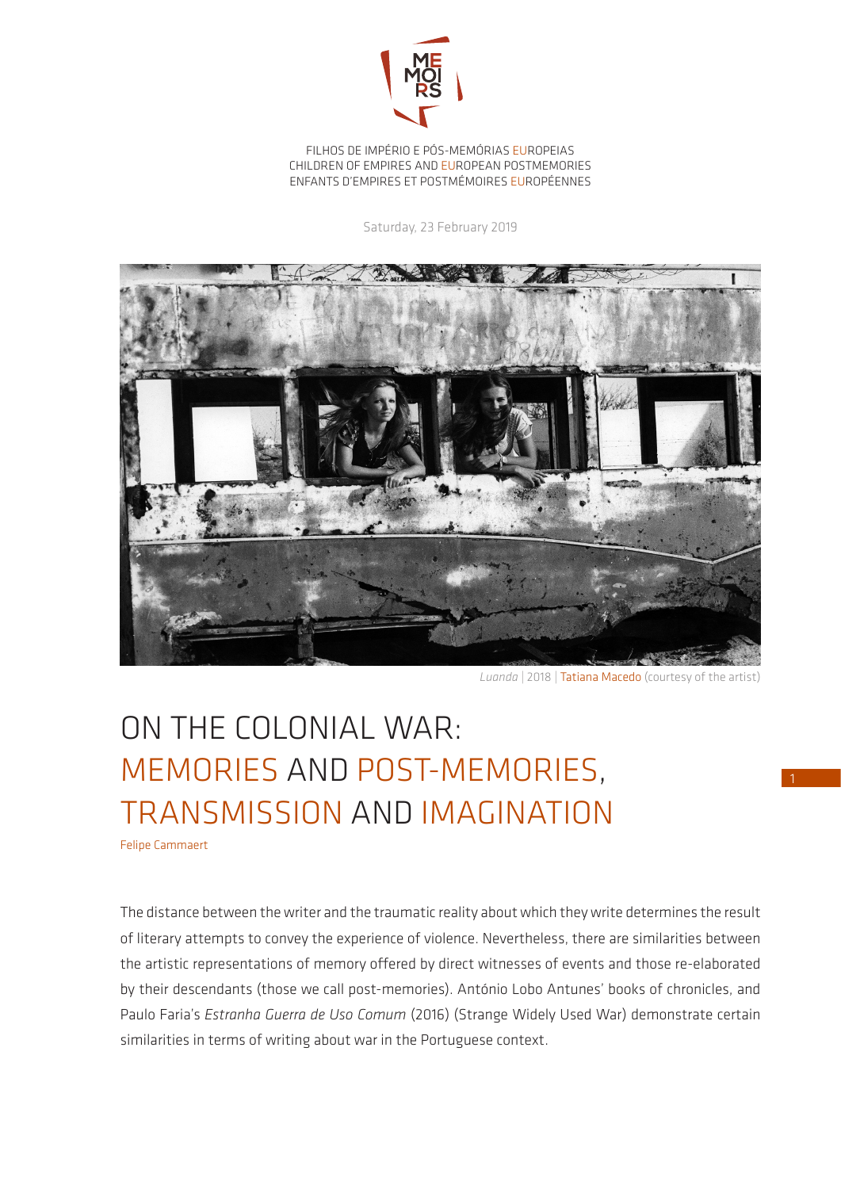FILHOS DE IMPÉRIO E PÓS-MEMÓRIAS EUROPEIAS
CHILDREN OF EMPIRES AND EUROPEAN POSTMEMORIES
ENFANTS D'EMPIRES ET POSTMÉMOIRES EUROPÉENNES

Saturday, 23 February 2019

*Luanda* | 2018 | Tatiana Macedo (courtesy of the artist)

# ON THE COLONIAL WAR: MEMORIES AND POST-MEMORIES, TRANSMISSION AND IMAGINATION

Felipe Cammaert

The distance between the writer and the traumatic reality about which they write determines the result of literary attempts to convey the experience of violence. Nevertheless, there are similarities between the artistic representations of memory offered by direct witnesses of events and those re-elaborated by their descendants (those we call post-memories). António Lobo Antunes' books of chronicles, and Paulo Faria's *Estranha Guerra de Uso Comum* (2016) (Strange Widely Used War) demonstrate certain similarities in terms of writing about war in the Portuguese context.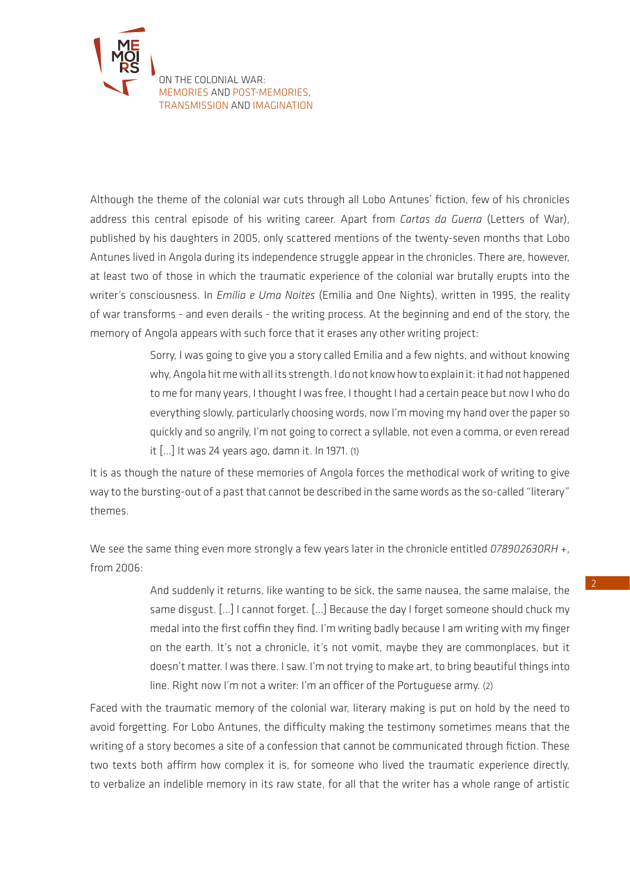Although the theme of the colonial war cuts through all Lobo Antunes' fiction, few of his chronicles address this central episode of his writing career. Apart from *Cartas da Guerra* (Letters of War), published by his daughters in 2005, only scattered mentions of the twenty-seven months that Lobo Antunes lived in Angola during its independence struggle appear in the chronicles. There are, however, at least two of those in which the traumatic experience of the colonial war brutally erupts into the writer's consciousness. In *Emília e Uma Noites* (Emilia and One Nights), written in 1995, the reality of war transforms - and even derails - the writing process. At the beginning and end of the story, the memory of Angola appears with such force that it erases any other writing project:

> Sorry, I was going to give you a story called Emilia and a few nights, and without knowing why, Angola hit me with all its strength. I do not know how to explain it: it had not happened to me for many years, I thought I was free, I thought I had a certain peace but now I who do everything slowly, particularly choosing words, now I'm moving my hand over the paper so quickly and so angrily, I'm not going to correct a syllable, not even a comma, or even reread it [...] It was 24 years ago, damn it. In 1971. (1)

It is as though the nature of these memories of Angola forces the methodical work of writing to give way to the bursting-out of a past that cannot be described in the same words as the so-called "literary" themes.

We see the same thing even more strongly a few years later in the chronicle entitled *078902630RH +*, from 2006:

> And suddenly it returns, like wanting to be sick, the same nausea, the same malaise, the same disgust. [...] I cannot forget. [...] Because the day I forget someone should chuck my medal into the first coffin they find. I'm writing badly because I am writing with my finger on the earth. It's not a chronicle, it's not vomit, maybe they are commonplaces, but it doesn't matter. I was there. I saw. I'm not trying to make art, to bring beautiful things into line. Right now I'm not a writer: I'm an officer of the Portuguese army. (2)

Faced with the traumatic memory of the colonial war, literary making is put on hold by the need to avoid forgetting. For Lobo Antunes, the difficulty making the testimony sometimes means that the writing of a story becomes a site of a confession that cannot be communicated through fiction. These two texts both affirm how complex it is, for someone who lived the traumatic experience directly, to verbalize an indelible memory in its raw state, for all that the writer has a whole range of artistic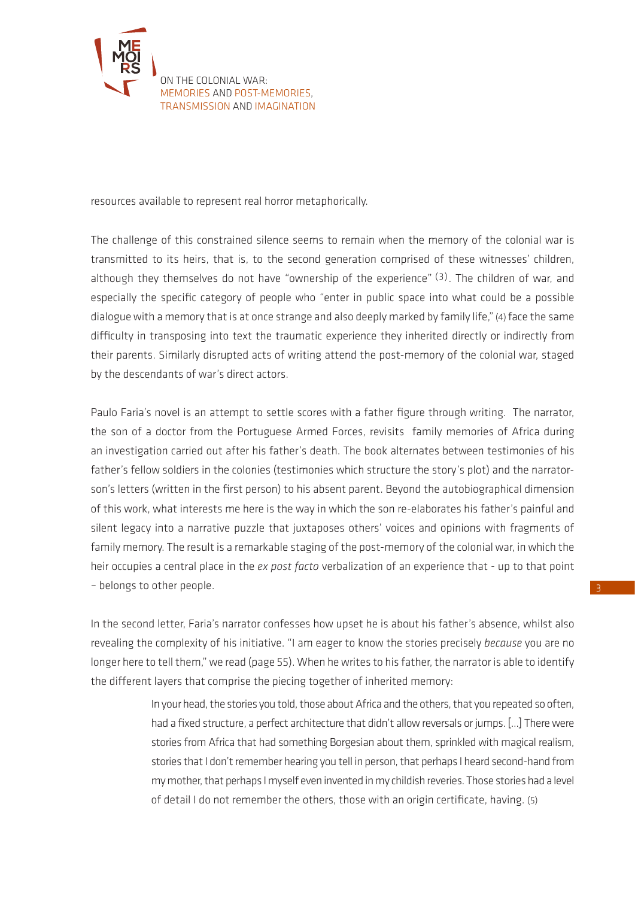resources available to represent real horror metaphorically.

The challenge of this constrained silence seems to remain when the memory of the colonial war is transmitted to its heirs, that is, to the second generation comprised of these witnesses' children, although they themselves do not have "ownership of the experience" [3]. The children of war, and especially the specific category of people who "enter in public space into what could be a possible dialogue with a memory that is at once strange and also deeply marked by family life," [4] face the same difficulty in transposing into text the traumatic experience they inherited directly or indirectly from their parents. Similarly disrupted acts of writing attend the post-memory of the colonial war, staged by the descendants of war's direct actors.

Paulo Faria's novel is an attempt to settle scores with a father figure through writing. The narrator, the son of a doctor from the Portuguese Armed Forces, revisits family memories of Africa during an investigation carried out after his father's death. The book alternates between testimonies of his father's fellow soldiers in the colonies (testimonies which structure the story's plot) and the narrator-son's letters (written in the first person) to his absent parent. Beyond the autobiographical dimension of this work, what interests me here is the way in which the son re-elaborates his father's painful and silent legacy into a narrative puzzle that juxtaposes others' voices and opinions with fragments of family memory. The result is a remarkable staging of the post-memory of the colonial war, in which the heir occupies a central place in the *ex post facto* verbalization of an experience that - up to that point – belongs to other people.

In the second letter, Faria's narrator confesses how upset he is about his father's absence, whilst also revealing the complexity of his initiative. "I am eager to know the stories precisely *because* you are no longer here to tell them," we read (page 55). When he writes to his father, the narrator is able to identify the different layers that comprise the piecing together of inherited memory:

> In your head, the stories you told, those about Africa and the others, that you repeated so often, had a fixed structure, a perfect architecture that didn't allow reversals or jumps. [...] There were stories from Africa that had something Borgesian about them, sprinkled with magical realism, stories that I don't remember hearing you tell in person, that perhaps I heard second-hand from my mother, that perhaps I myself even invented in my childish reveries. Those stories had a level of detail I do not remember the others, those with an origin certificate, having. [5]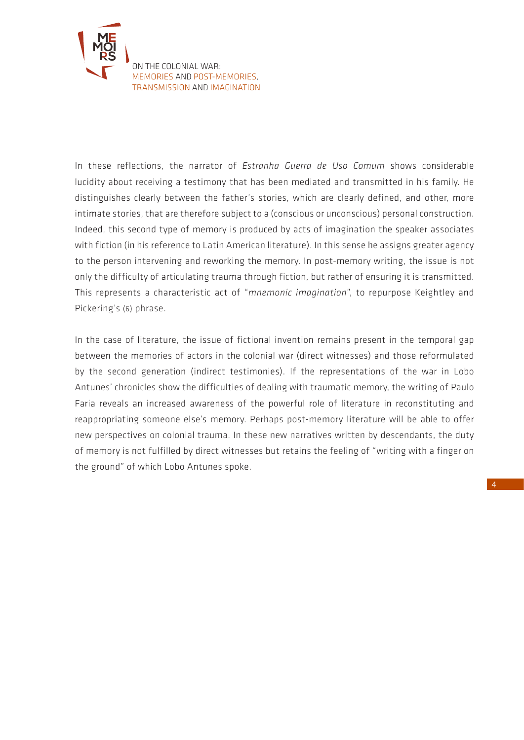In these reflections, the narrator of *Estranha Guerra de Uso Comum* shows considerable lucidity about receiving a testimony that has been mediated and transmitted in his family. He distinguishes clearly between the father's stories, which are clearly defined, and other, more intimate stories, that are therefore subject to a (conscious or unconscious) personal construction. Indeed, this second type of memory is produced by acts of imagination the speaker associates with fiction (in his reference to Latin American literature). In this sense he assigns greater agency to the person intervening and reworking the memory. In post-memory writing, the issue is not only the difficulty of articulating trauma through fiction, but rather of ensuring it is transmitted. This represents a characteristic act of "*mnemonic imagination*", to repurpose Keightley and Pickering's (6) phrase.

In the case of literature, the issue of fictional invention remains present in the temporal gap between the memories of actors in the colonial war (direct witnesses) and those reformulated by the second generation (indirect testimonies). If the representations of the war in Lobo Antunes' chronicles show the difficulties of dealing with traumatic memory, the writing of Paulo Faria reveals an increased awareness of the powerful role of literature in reconstituting and reappropriating someone else's memory. Perhaps post-memory literature will be able to offer new perspectives on colonial trauma. In these new narratives written by descendants, the duty of memory is not fulfilled by direct witnesses but retains the feeling of "writing with a finger on the ground" of which Lobo Antunes spoke.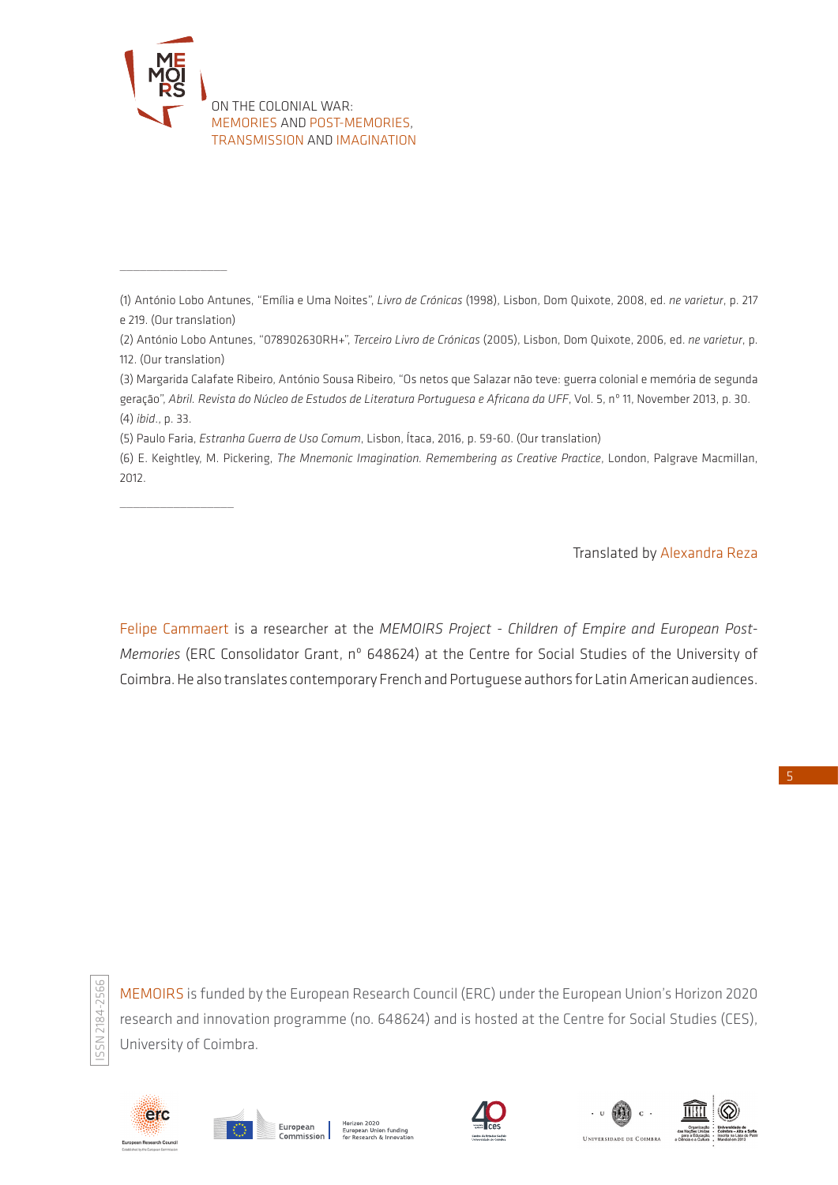(1) António Lobo Antunes, "Emília e Uma Noites", *Livro de Crónicas* (1998), Lisbon, Dom Quixote, 2008, ed. *ne varietur*, p. 217 e 219. (Our translation)

(2) António Lobo Antunes, "078902630RH+", *Terceiro Livro de Crónicas* (2005), Lisbon, Dom Quixote, 2006, ed. *ne varietur*, p. 112. (Our translation)

(3) Margarida Calafate Ribeiro, António Sousa Ribeiro, "Os netos que Salazar não teve: guerra colonial e memória de segunda geração", *Abril. Revista do Núcleo de Estudos de Literatura Portuguesa e Africana da UFF*, Vol. 5, nº 11, November 2013, p. 30.

(4) *ibid*., p. 33.

(5) Paulo Faria, *Estranha Guerra de Uso Comum*, Lisbon, Ítaca, 2016, p. 59-60. (Our translation)

(6) E. Keightley, M. Pickering, *The Mnemonic Imagination. Remembering as Creative Practice*, London, Palgrave Macmillan, 2012.

Translated by Alexandra Reza

Felipe Cammaert is a researcher at the *MEMOIRS Project - Children of Empire and European Post-Memories* (ERC Consolidator Grant, nº 648624) at the Centre for Social Studies of the University of Coimbra. He also translates contemporary French and Portuguese authors for Latin American audiences.

MEMOIRS is funded by the European Research Council (ERC) under the European Union's Horizon 2020 research and innovation programme (no. 648624) and is hosted at the Centre for Social Studies (CES), University of Coimbra.

ISSN 2184-2566